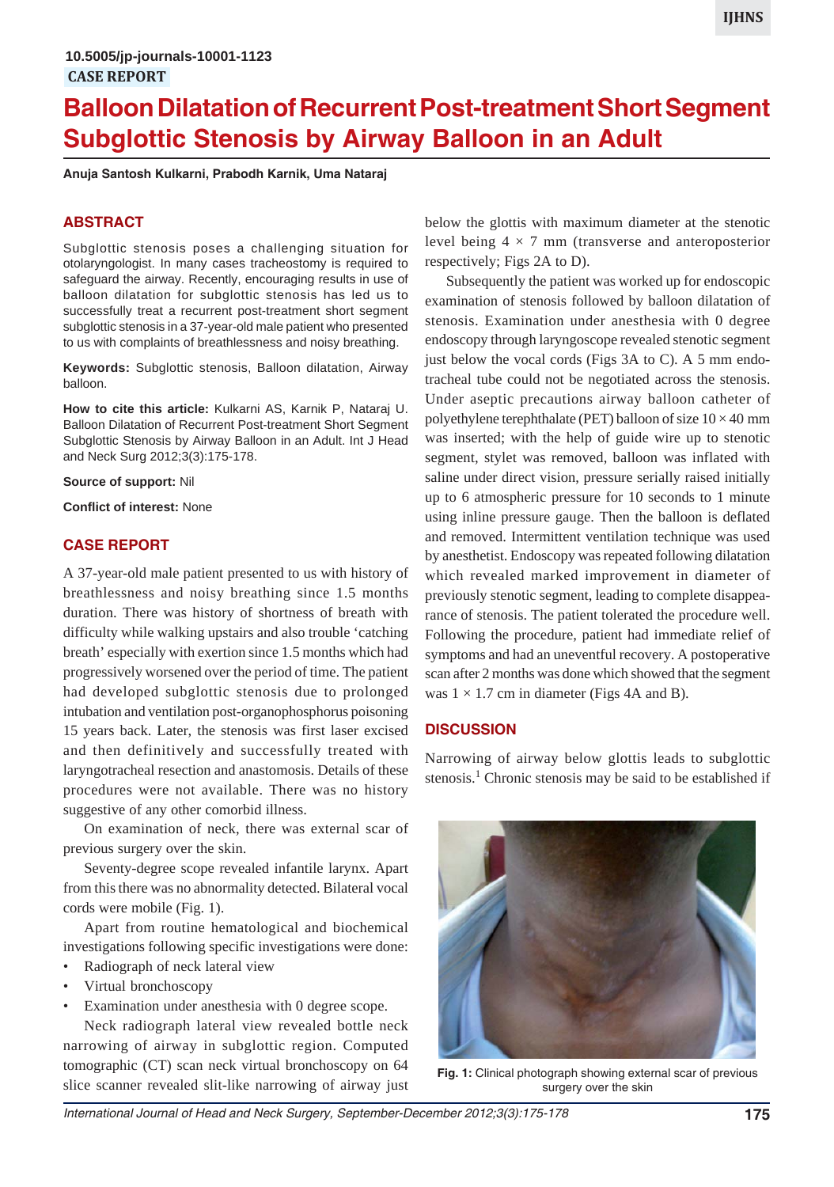10.5005/jp-journals-10001-1123

CASE REPORT

# Balloon Dilatation of Recurrent Post-treatment Short Segment Subglottic Stenosis by Airway Balloon in an Adult

**Anuja Santosh Kulkarni, Prabodh Karnik, Uma Nataraj**

## ABSTRACT

Subglottic stenosis poses a challenging situation for otolaryngologist. In many cases tracheostomy is required to safeguard the airway. Recently, encouraging results in use of balloon dilatation for subglottic stenosis has led us to successfully treat a recurrent post-treatment short segment subglottic stenosis in a 37-year-old male patient who presented to us with complaints of breathlessness and noisy breathing.

**Keywords:** Subglottic stenosis, Balloon dilatation, Airway balloon.

**How to cite this article:** Kulkarni AS, Karnik P, Nataraj U. Balloon Dilatation of Recurrent Post-treatment Short Segment Subglottic Stenosis by Airway Balloon in an Adult. Int J Head and Neck Surg 2012;3(3):175-178.

**Source of support:** Nil

**Conflict of interest:** None

## CASE REPORT

A 37-year-old male patient presented to us with history of breathlessness and noisy breathing since 1.5 months duration. There was history of shortness of breath with difficulty while walking upstairs and also trouble 'catching breath' especially with exertion since 1.5 months which had progressively worsened over the period of time. The patient had developed subglottic stenosis due to prolonged intubation and ventilation post-organophosphorus poisoning 15 years back. Later, the stenosis was first laser excised and then definitively and successfully treated with laryngotracheal resection and anastomosis. Details of these procedures were not available. There was no history suggestive of any other comorbid illness.

On examination of neck, there was external scar of previous surgery over the skin.

Seventy-degree scope revealed infantile larynx. Apart from this there was no abnormality detected. Bilateral vocal cords were mobile (Fig. 1).

Apart from routine hematological and biochemical investigations following specific investigations were done:

- Radiograph of neck lateral view
- Virtual bronchoscopy
- Examination under anesthesia with 0 degree scope.

Neck radiograph lateral view revealed bottle neck narrowing of airway in subglottic region. Computed tomographic (CT) scan neck virtual bronchoscopy on 64 slice scanner revealed slit-like narrowing of airway just below the glottis with maximum diameter at the stenotic level being 4 × 7 mm (transverse and anteroposterior respectively; Figs 2A to D).

Subsequently the patient was worked up for endoscopic examination of stenosis followed by balloon dilatation of stenosis. Examination under anesthesia with 0 degree endoscopy through laryngoscope revealed stenotic segment just below the vocal cords (Figs 3A to C). A 5 mm endotracheal tube could not be negotiated across the stenosis. Under aseptic precautions airway balloon catheter of polyethylene terephthalate (PET) balloon of size 10 × 40 mm was inserted; with the help of guide wire up to stenotic segment, stylet was removed, balloon was inflated with saline under direct vision, pressure serially raised initially up to 6 atmospheric pressure for 10 seconds to 1 minute using inline pressure gauge. Then the balloon is deflated and removed. Intermittent ventilation technique was used by anesthetist. Endoscopy was repeated following dilatation which revealed marked improvement in diameter of previously stenotic segment, leading to complete disappearance of stenosis. The patient tolerated the procedure well. Following the procedure, patient had immediate relief of symptoms and had an uneventful recovery. A postoperative scan after 2 months was done which showed that the segment was 1 × 1.7 cm in diameter (Figs 4A and B).

## DISCUSSION

Narrowing of airway below glottis leads to subglottic stenosis.[1] Chronic stenosis may be said to be established if

Fig. 1: Clinical photograph showing external scar of previous surgery over the skin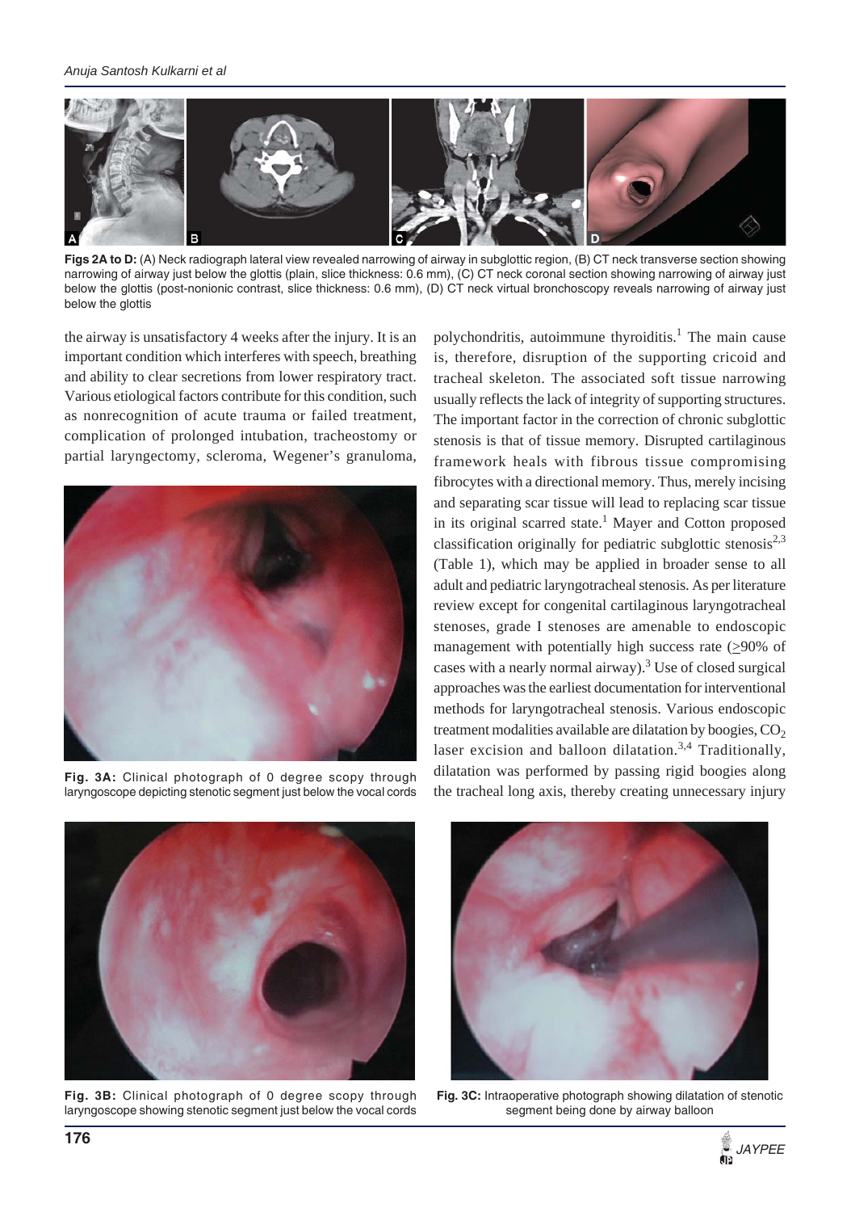**Figs 2A to D:** (A) Neck radiograph lateral view revealed narrowing of airway in subglottic region, (B) CT neck transverse section showing narrowing of airway just below the glottis (plain, slice thickness: 0.6 mm), (C) CT neck coronal section showing narrowing of airway just below the glottis (post-nonionic contrast, slice thickness: 0.6 mm), (D) CT neck virtual bronchoscopy reveals narrowing of airway just below the glottis

the airway is unsatisfactory 4 weeks after the injury. It is an important condition which interferes with speech, breathing and ability to clear secretions from lower respiratory tract. Various etiological factors contribute for this condition, such as nonrecognition of acute trauma or failed treatment, complication of prolonged intubation, tracheostomy or partial laryngectomy, scleroma, Wegener's granuloma, polychondritis, autoimmune thyroiditis.[1] The main cause is, therefore, disruption of the supporting cricoid and tracheal skeleton. The associated soft tissue narrowing usually reflects the lack of integrity of supporting structures. The important factor in the correction of chronic subglottic stenosis is that of tissue memory. Disrupted cartilaginous framework heals with fibrous tissue compromising fibrocytes with a directional memory. Thus, merely incising and separating scar tissue will lead to replacing scar tissue in its original scarred state.[1] Mayer and Cotton proposed classification originally for pediatric subglottic stenosis[2,3] (Table 1), which may be applied in broader sense to all adult and pediatric laryngotracheal stenosis. As per literature review except for congenital cartilaginous laryngotracheal stenoses, grade I stenoses are amenable to endoscopic management with potentially high success rate ($\geq$90% of cases with a nearly normal airway).[3] Use of closed surgical approaches was the earliest documentation for interventional methods for laryngotracheal stenosis. Various endoscopic treatment modalities available are dilatation by boogies, $CO_2$ laser excision and balloon dilatation.[3,4] Traditionally, dilatation was performed by passing rigid boogies along the tracheal long axis, thereby creating unnecessary injury

**Fig. 3A:** Clinical photograph of 0 degree scopy through laryngoscope depicting stenotic segment just below the vocal cords

**Fig. 3B:** Clinical photograph of 0 degree scopy through laryngoscope showing stenotic segment just below the vocal cords

**Fig. 3C:** Intraoperative photograph showing dilatation of stenotic segment being done by airway balloon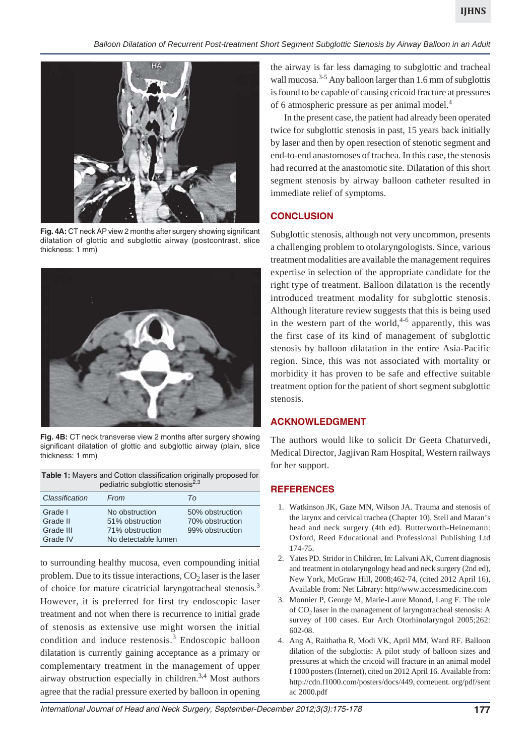Fig. 4A: CT neck AP view 2 months after surgery showing significant dilatation of glottic and subglottic airway (postcontrast, slice thickness: 1 mm)

Fig. 4B: CT neck transverse view 2 months after surgery showing significant dilatation of glottic and subglottic airway (plain, slice thickness: 1 mm)

**Table 1:** Mayers and Cotton classification originally proposed for pediatric subglottic stenosis[2,3]

| *Classification* | *From* | *To* |
|---|---|---|
| Grade I | No obstruction | 50% obstruction |
| Grade II | 51% obstruction | 70% obstruction |
| Grade III | 71% obstruction | 99% obstruction |
| Grade IV | No detectable lumen | |

to surrounding healthy mucosa, even compounding initial problem. Due to its tissue interactions, $CO_2$ laser is the laser of choice for mature cicatricial laryngotracheal stenosis.[3] However, it is preferred for first try endoscopic laser treatment and not when there is recurrence to initial grade of stenosis as extensive use might worsen the initial condition and induce restenosis.[3] Endoscopic balloon dilatation is currently gaining acceptance as a primary or complementary treatment in the management of upper airway obstruction especially in children.[3,4] Most authors agree that the radial pressure exerted by balloon in opening the airway is far less damaging to subglottic and tracheal wall mucosa.[3-5] Any balloon larger than 1.6 mm of subglottis is found to be capable of causing cricoid fracture at pressures of 6 atmospheric pressure as per animal model.[4]

In the present case, the patient had already been operated twice for subglottic stenosis in past, 15 years back initially by laser and then by open resection of stenotic segment and end-to-end anastomoses of trachea. In this case, the stenosis had recurred at the anastomotic site. Dilatation of this short segment stenosis by airway balloon catheter resulted in immediate relief of symptoms.

## CONCLUSION

Subglottic stenosis, although not very uncommon, presents a challenging problem to otolaryngologists. Since, various treatment modalities are available the management requires expertise in selection of the appropriate candidate for the right type of treatment. Balloon dilatation is the recently introduced treatment modality for subglottic stenosis. Although literature review suggests that this is being used in the western part of the world,[4-6] apparently, this was the first case of its kind of management of subglottic stenosis by balloon dilatation in the entire Asia-Pacific region. Since, this was not associated with mortality or morbidity it has proven to be safe and effective suitable treatment option for the patient of short segment subglottic stenosis.

## ACKNOWLEDGMENT

The authors would like to solicit Dr Geeta Chaturvedi, Medical Director, Jagjivan Ram Hospital, Western railways for her support.

## REFERENCES

1. Watkinson JK, Gaze MN, Wilson JA. Trauma and stenosis of the larynx and cervical trachea (Chapter 10). Stell and Maran's head and neck surgery (4th ed). Butterworth-Heinemann: Oxford, Reed Educational and Professional Publishing Ltd 174-75.
2. Yates PD. Stridor in Children, In: Lalvani AK, Current diagnosis and treatment in otolaryngology head and neck surgery (2nd ed), New York, McGraw Hill, 2008;462-74, (cited 2012 April 16), Available from: Net Library: http//www.accessmedicine.com
3. Monnier P, George M, Marie-Laure Monod, Lang F. The role of $CO_2$ laser in the management of laryngotracheal stenosis: A survey of 100 cases. Eur Arch Otorhinolaryngol 2005;262: 602-08.
4. Ang A, Raithatha R, Modi VK, April MM, Ward RF. Balloon dilation of the subglottis: A pilot study of balloon sizes and pressures at which the cricoid will fracture in an animal model f 1000 posters (Internet), cited on 2012 April 16. Available from: http://cdn.f1000.com/posters/docs/449, corneuent. org/pdf/sent ac 2000.pdf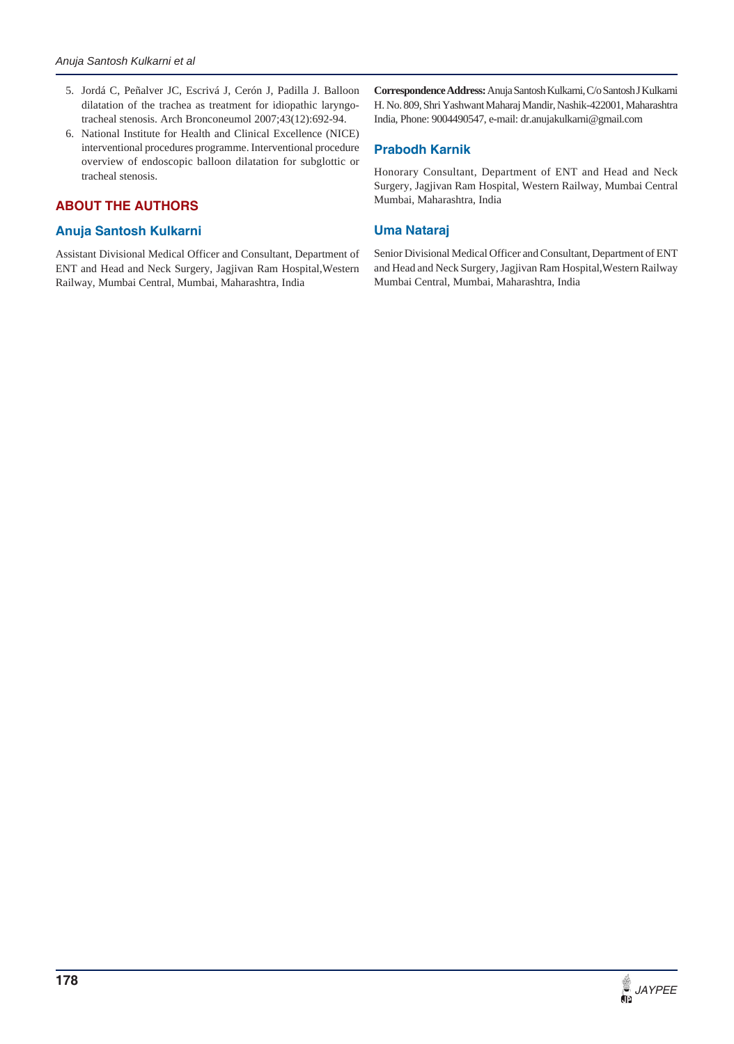5. Jordá C, Peñalver JC, Escrivá J, Cerón J, Padilla J. Balloon dilatation of the trachea as treatment for idiopathic laryngotracheal stenosis. Arch Bronconeumol 2007;43(12):692-94.
6. National Institute for Health and Clinical Excellence (NICE) interventional procedures programme. Interventional procedure overview of endoscopic balloon dilatation for subglottic or tracheal stenosis.

## ABOUT THE AUTHORS

### Anuja Santosh Kulkarni

Assistant Divisional Medical Officer and Consultant, Department of ENT and Head and Neck Surgery, Jagjivan Ram Hospital,Western Railway, Mumbai Central, Mumbai, Maharashtra, India

**Correspondence Address:** Anuja Santosh Kulkarni, C/o Santosh J Kulkarni H. No. 809, Shri Yashwant Maharaj Mandir, Nashik-422001, Maharashtra India, Phone: 9004490547, e-mail: dr.anujakulkarni@gmail.com

### Prabodh Karnik

Honorary Consultant, Department of ENT and Head and Neck Surgery, Jagjivan Ram Hospital, Western Railway, Mumbai Central Mumbai, Maharashtra, India

### Uma Nataraj

Senior Divisional Medical Officer and Consultant, Department of ENT and Head and Neck Surgery, Jagjivan Ram Hospital,Western Railway Mumbai Central, Mumbai, Maharashtra, India